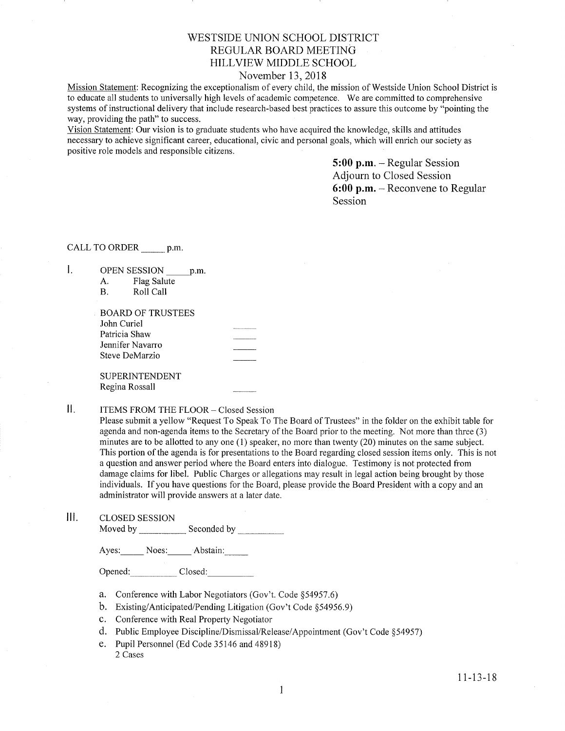# WESTSIDE UNION SCHOOL DISTRICT
# REGULAR BOARD MEETING
# HILLVIEW MIDDLE SCHOOL

November 13, 2018

Mission Statement: Recognizing the exceptionalism of every child, the mission of Westside Union School District is to educate all students to universally high levels of academic competence. We are committed to comprehensive systems of instructional delivery that include research-based best practices to assure this outcome by "pointing the way, providing the path" to success.

Vision Statement: Our vision is to graduate students who have acquired the knowledge, skills and attitudes necessary to achieve significant career, educational, civic and personal goals, which will enrich our society as positive role models and responsible citizens.

**5:00 p.m.** – Regular Session
Adjourn to Closed Session
**6:00 p.m.** – Reconvene to Regular Session

CALL TO ORDER _____ p.m.

I. OPEN SESSION _____ p.m.
   A. Flag Salute
   B. Roll Call

   BOARD OF TRUSTEES
   John Curiel _____
   Patricia Shaw _____
   Jennifer Navarro _____
   Steve DeMarzio _____

   SUPERINTENDENT
   Regina Rossall _____

II. ITEMS FROM THE FLOOR – Closed Session

Please submit a yellow "Request To Speak To The Board of Trustees" in the folder on the exhibit table for agenda and non-agenda items to the Secretary of the Board prior to the meeting. Not more than three (3) minutes are to be allotted to any one (1) speaker, no more than twenty (20) minutes on the same subject. This portion of the agenda is for presentations to the Board regarding closed session items only. This is not a question and answer period where the Board enters into dialogue. Testimony is not protected from damage claims for libel. Public Charges or allegations may result in legal action being brought by those individuals. If you have questions for the Board, please provide the Board President with a copy and an administrator will provide answers at a later date.

III. CLOSED SESSION

Moved by __________ Seconded by __________

Ayes: _____ Noes: _____ Abstain: _____

Opened: __________ Closed: __________

a. Conference with Labor Negotiators (Gov't. Code §54957.6)
b. Existing/Anticipated/Pending Litigation (Gov't Code §54956.9)
c. Conference with Real Property Negotiator
d. Public Employee Discipline/Dismissal/Release/Appointment (Gov't Code §54957)
e. Pupil Personnel (Ed Code 35146 and 48918)
   2 Cases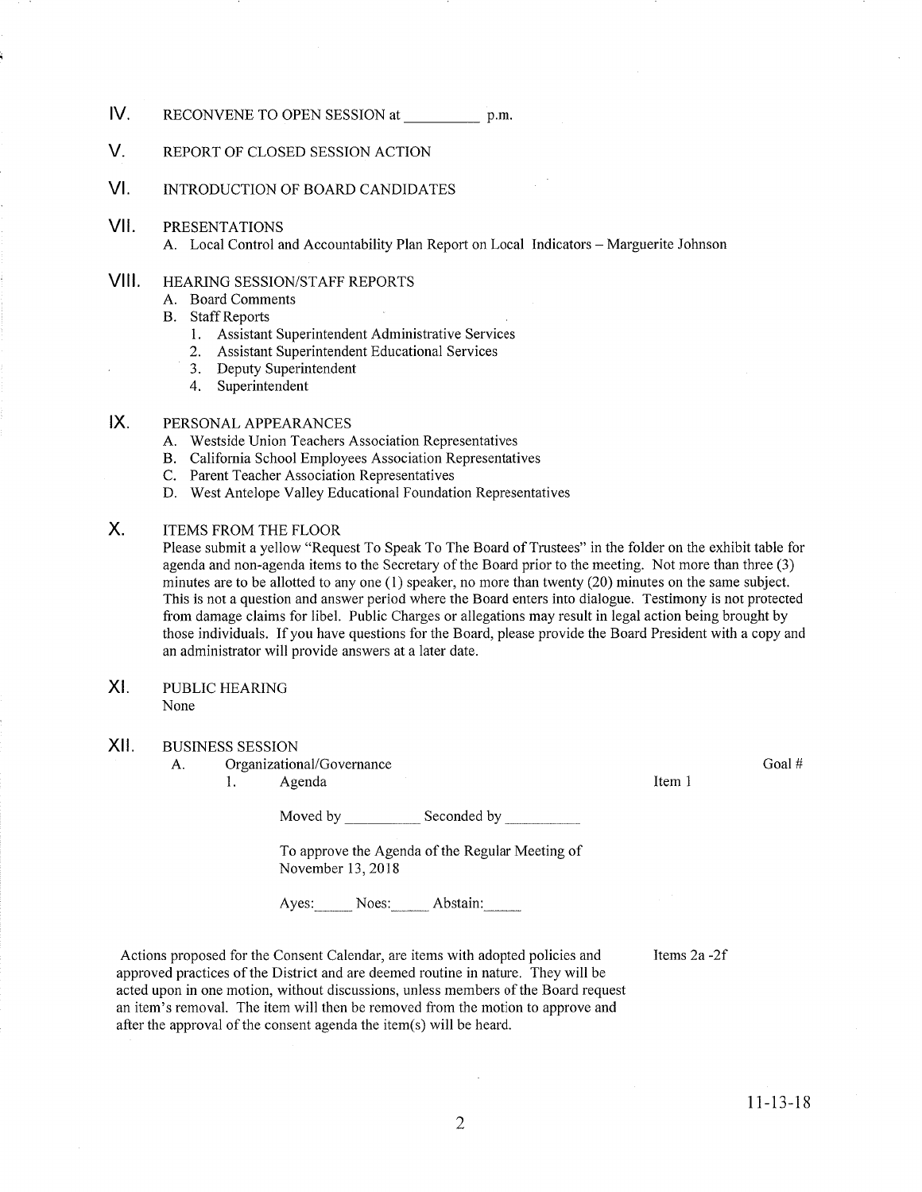## IV. RECONVENE TO OPEN SESSION at __________ p.m.

## V. REPORT OF CLOSED SESSION ACTION

## VI. INTRODUCTION OF BOARD CANDIDATES

## VII. PRESENTATIONS

A. Local Control and Accountability Plan Report on Local Indicators – Marguerite Johnson

## VIII. HEARING SESSION/STAFF REPORTS

A. Board Comments

B. Staff Reports

1. Assistant Superintendent Administrative Services
2. Assistant Superintendent Educational Services
3. Deputy Superintendent
4. Superintendent

## IX. PERSONAL APPEARANCES

A. Westside Union Teachers Association Representatives

B. California School Employees Association Representatives

C. Parent Teacher Association Representatives

D. West Antelope Valley Educational Foundation Representatives

## X. ITEMS FROM THE FLOOR

Please submit a yellow "Request To Speak To The Board of Trustees" in the folder on the exhibit table for agenda and non-agenda items to the Secretary of the Board prior to the meeting. Not more than three (3) minutes are to be allotted to any one (1) speaker, no more than twenty (20) minutes on the same subject. This is not a question and answer period where the Board enters into dialogue. Testimony is not protected from damage claims for libel. Public Charges or allegations may result in legal action being brought by those individuals. If you have questions for the Board, please provide the Board President with a copy and an administrator will provide answers at a later date.

## XI. PUBLIC HEARING

None

## XII. BUSINESS SESSION

A. Organizational/Governance — Goal #

1. Agenda — Item 1

Moved by __________ Seconded by __________

To approve the Agenda of the Regular Meeting of November 13, 2018

Ayes:_____ Noes:_____ Abstain:_____

Actions proposed for the Consent Calendar, are items with adopted policies and approved practices of the District and are deemed routine in nature. They will be acted upon in one motion, without discussions, unless members of the Board request an item's removal. The item will then be removed from the motion to approve and after the approval of the consent agenda the item(s) will be heard. — Items 2a -2f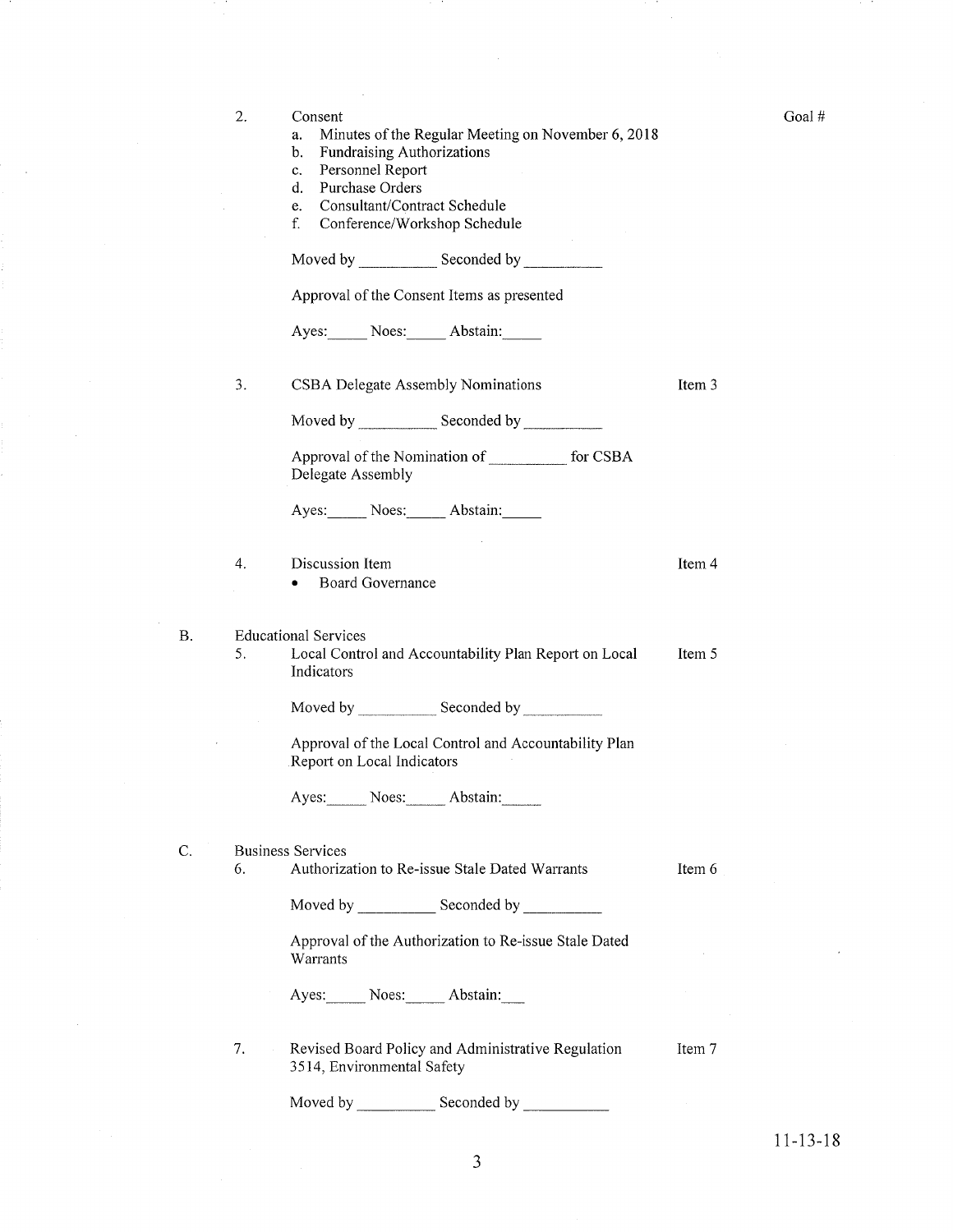Goal #

2. Consent
   a. Minutes of the Regular Meeting on November 6, 2018
   b. Fundraising Authorizations
   c. Personnel Report
   d. Purchase Orders
   e. Consultant/Contract Schedule
   f. Conference/Workshop Schedule

   Moved by __________ Seconded by __________

   Approval of the Consent Items as presented

   Ayes:_____ Noes:_____ Abstain:_____

3. CSBA Delegate Assembly Nominations — Item 3

   Moved by __________ Seconded by __________

   Approval of the Nomination of __________ for CSBA Delegate Assembly

   Ayes:_____ Noes:_____ Abstain:_____

4. Discussion Item — Item 4
   - Board Governance

B. Educational Services

5. Local Control and Accountability Plan Report on Local Indicators — Item 5

   Moved by __________ Seconded by __________

   Approval of the Local Control and Accountability Plan Report on Local Indicators

   Ayes:_____ Noes:_____ Abstain:_____

C. Business Services

6. Authorization to Re-issue Stale Dated Warrants — Item 6

   Moved by __________ Seconded by __________

   Approval of the Authorization to Re-issue Stale Dated Warrants

   Ayes:_____ Noes:_____ Abstain:___

7. Revised Board Policy and Administrative Regulation 3514, Environmental Safety — Item 7

   Moved by __________ Seconded by __________

11-13-18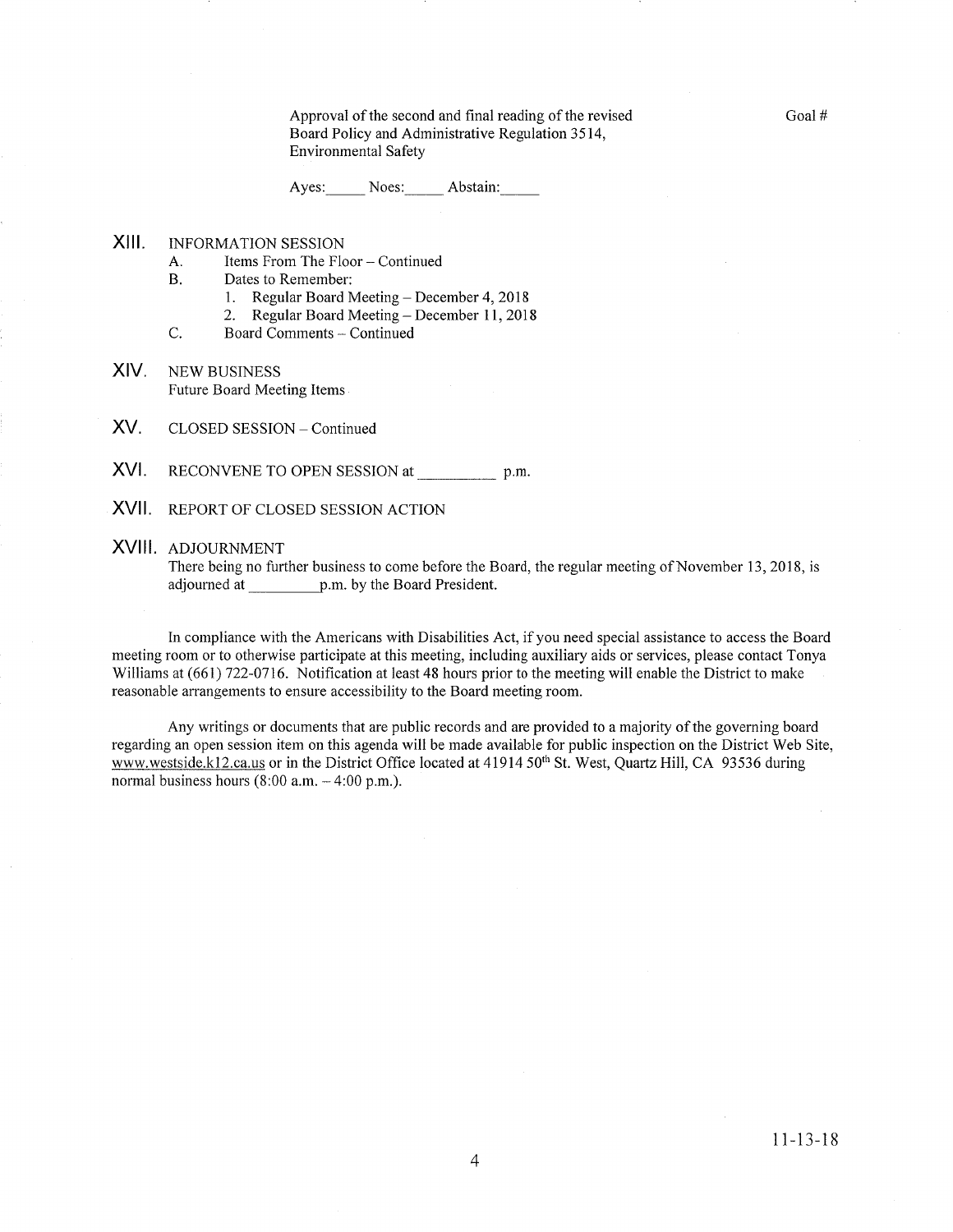Approval of the second and final reading of the revised Board Policy and Administrative Regulation 3514, Environmental Safety

Goal #

Ayes:_____ Noes:_____ Abstain:_____

## XIII. INFORMATION SESSION

A. Items From The Floor – Continued

B. Dates to Remember:

1. Regular Board Meeting – December 4, 2018
2. Regular Board Meeting – December 11, 2018

C. Board Comments – Continued

## XIV. NEW BUSINESS

Future Board Meeting Items

## XV. CLOSED SESSION – Continued

## XVI. RECONVENE TO OPEN SESSION at __________ p.m.

## XVII. REPORT OF CLOSED SESSION ACTION

## XVIII. ADJOURNMENT

There being no further business to come before the Board, the regular meeting of November 13, 2018, is adjourned at _________p.m. by the Board President.

In compliance with the Americans with Disabilities Act, if you need special assistance to access the Board meeting room or to otherwise participate at this meeting, including auxiliary aids or services, please contact Tonya Williams at (661) 722-0716. Notification at least 48 hours prior to the meeting will enable the District to make reasonable arrangements to ensure accessibility to the Board meeting room.

Any writings or documents that are public records and are provided to a majority of the governing board regarding an open session item on this agenda will be made available for public inspection on the District Web Site, www.westside.k12.ca.us or in the District Office located at 41914 50th St. West, Quartz Hill, CA 93536 during normal business hours (8:00 a.m. – 4:00 p.m.).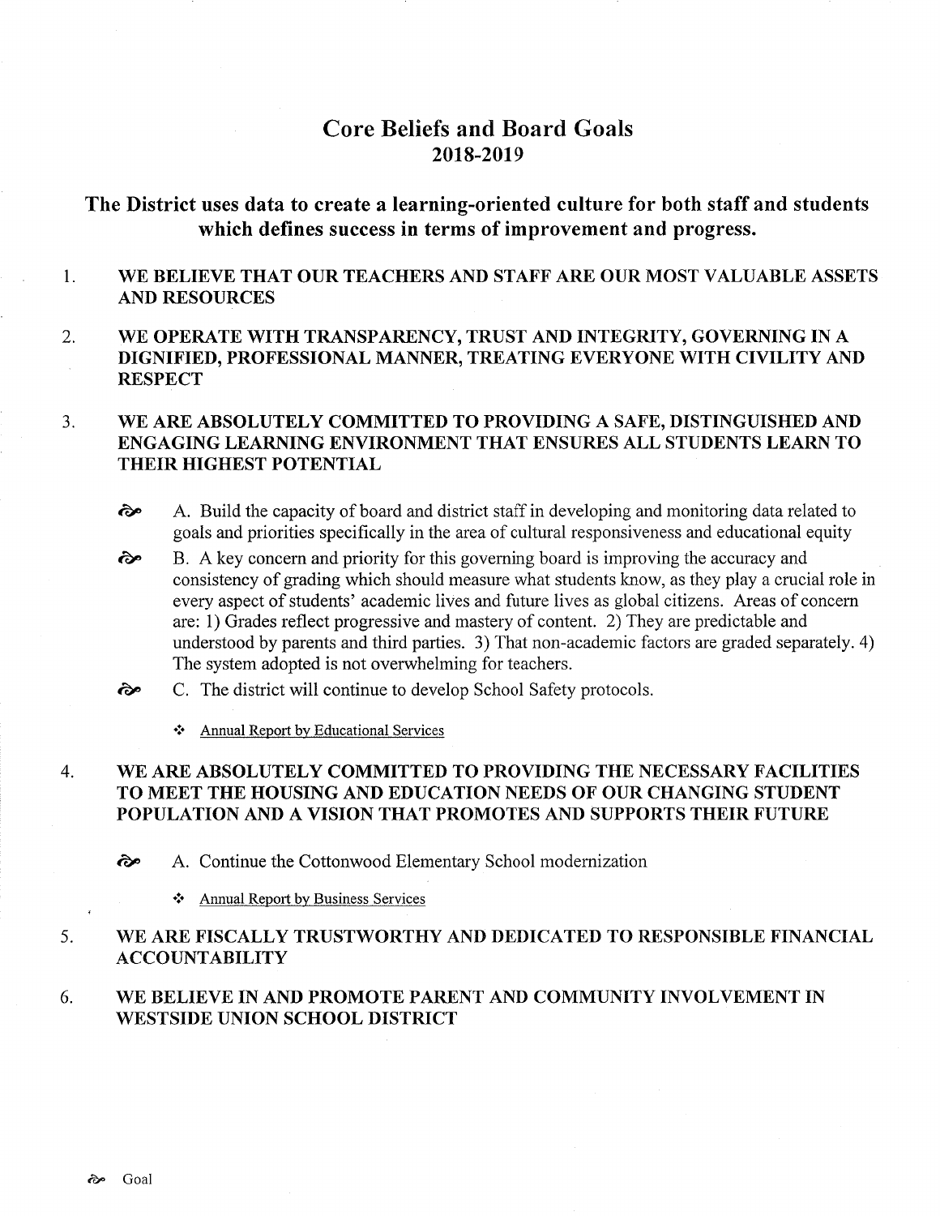# Core Beliefs and Board Goals
## 2018-2019

### The District uses data to create a learning-oriented culture for both staff and students which defines success in terms of improvement and progress.

1. **WE BELIEVE THAT OUR TEACHERS AND STAFF ARE OUR MOST VALUABLE ASSETS AND RESOURCES**

2. **WE OPERATE WITH TRANSPARENCY, TRUST AND INTEGRITY, GOVERNING IN A DIGNIFIED, PROFESSIONAL MANNER, TREATING EVERYONE WITH CIVILITY AND RESPECT**

3. **WE ARE ABSOLUTELY COMMITTED TO PROVIDING A SAFE, DISTINGUISHED AND ENGAGING LEARNING ENVIRONMENT THAT ENSURES ALL STUDENTS LEARN TO THEIR HIGHEST POTENTIAL**

   - ⌘ A. Build the capacity of board and district staff in developing and monitoring data related to goals and priorities specifically in the area of cultural responsiveness and educational equity
   - ⌘ B. A key concern and priority for this governing board is improving the accuracy and consistency of grading which should measure what students know, as they play a crucial role in every aspect of students' academic lives and future lives as global citizens. Areas of concern are: 1) Grades reflect progressive and mastery of content. 2) They are predictable and understood by parents and third parties. 3) That non-academic factors are graded separately. 4) The system adopted is not overwhelming for teachers.
   - ⌘ C. The district will continue to develop School Safety protocols.
     - Annual Report by Educational Services

4. **WE ARE ABSOLUTELY COMMITTED TO PROVIDING THE NECESSARY FACILITIES TO MEET THE HOUSING AND EDUCATION NEEDS OF OUR CHANGING STUDENT POPULATION AND A VISION THAT PROMOTES AND SUPPORTS THEIR FUTURE**

   - ⌘ A. Continue the Cottonwood Elementary School modernization
     - Annual Report by Business Services

5. **WE ARE FISCALLY TRUSTWORTHY AND DEDICATED TO RESPONSIBLE FINANCIAL ACCOUNTABILITY**

6. **WE BELIEVE IN AND PROMOTE PARENT AND COMMUNITY INVOLVEMENT IN WESTSIDE UNION SCHOOL DISTRICT**

⌘ Goal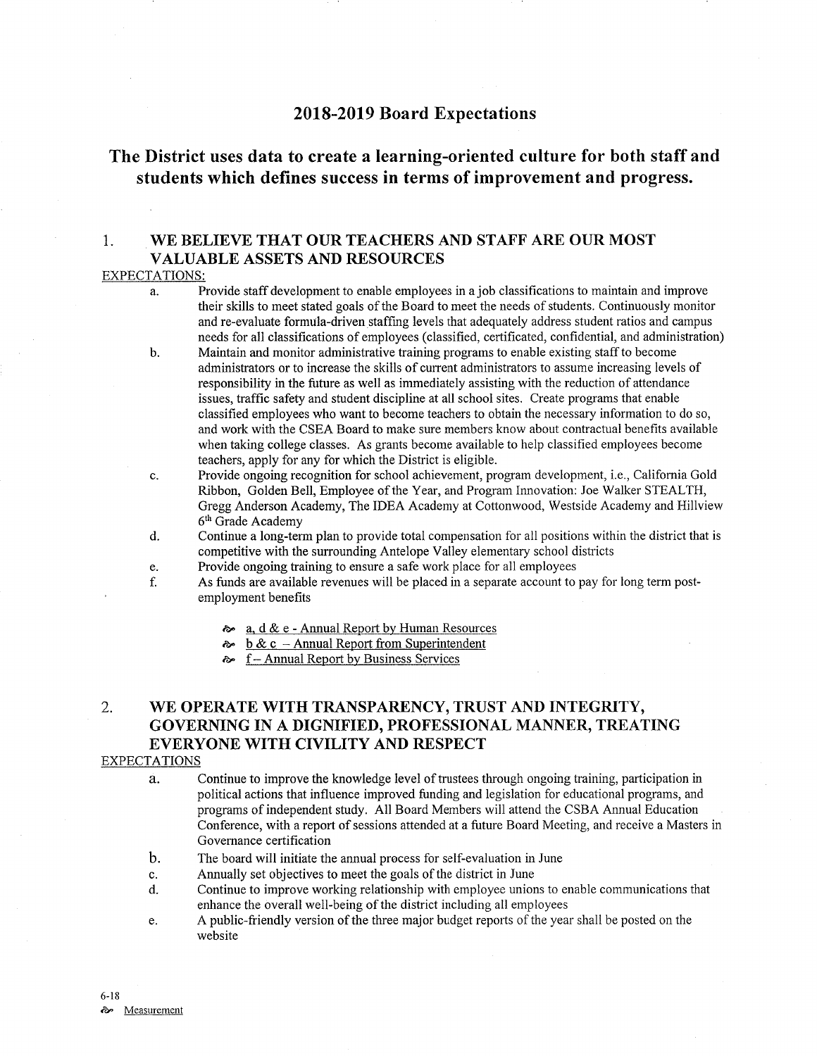# 2018-2019 Board Expectations

## The District uses data to create a learning-oriented culture for both staff and students which defines success in terms of improvement and progress.

### 1. WE BELIEVE THAT OUR TEACHERS AND STAFF ARE OUR MOST VALUABLE ASSETS AND RESOURCES

EXPECTATIONS:

a. Provide staff development to enable employees in a job classifications to maintain and improve their skills to meet stated goals of the Board to meet the needs of students. Continuously monitor and re-evaluate formula-driven staffing levels that adequately address student ratios and campus needs for all classifications of employees (classified, certificated, confidential, and administration)

b. Maintain and monitor administrative training programs to enable existing staff to become administrators or to increase the skills of current administrators to assume increasing levels of responsibility in the future as well as immediately assisting with the reduction of attendance issues, traffic safety and student discipline at all school sites. Create programs that enable classified employees who want to become teachers to obtain the necessary information to do so, and work with the CSEA Board to make sure members know about contractual benefits available when taking college classes. As grants become available to help classified employees become teachers, apply for any for which the District is eligible.

c. Provide ongoing recognition for school achievement, program development, i.e., California Gold Ribbon, Golden Bell, Employee of the Year, and Program Innovation: Joe Walker STEALTH, Gregg Anderson Academy, The IDEA Academy at Cottonwood, Westside Academy and Hillview 6th Grade Academy

d. Continue a long-term plan to provide total compensation for all positions within the district that is competitive with the surrounding Antelope Valley elementary school districts

e. Provide ongoing training to ensure a safe work place for all employees

f. As funds are available revenues will be placed in a separate account to pay for long term post-employment benefits

- a, d & e - Annual Report by Human Resources
- b & c – Annual Report from Superintendent
- f – Annual Report by Business Services

### 2. WE OPERATE WITH TRANSPARENCY, TRUST AND INTEGRITY, GOVERNING IN A DIGNIFIED, PROFESSIONAL MANNER, TREATING EVERYONE WITH CIVILITY AND RESPECT

EXPECTATIONS

a. Continue to improve the knowledge level of trustees through ongoing training, participation in political actions that influence improved funding and legislation for educational programs, and programs of independent study. All Board Members will attend the CSBA Annual Education Conference, with a report of sessions attended at a future Board Meeting, and receive a Masters in Governance certification

b. The board will initiate the annual process for self-evaluation in June

c. Annually set objectives to meet the goals of the district in June

d. Continue to improve working relationship with employee unions to enable communications that enhance the overall well-being of the district including all employees

e. A public-friendly version of the three major budget reports of the year shall be posted on the website

6-18

Measurement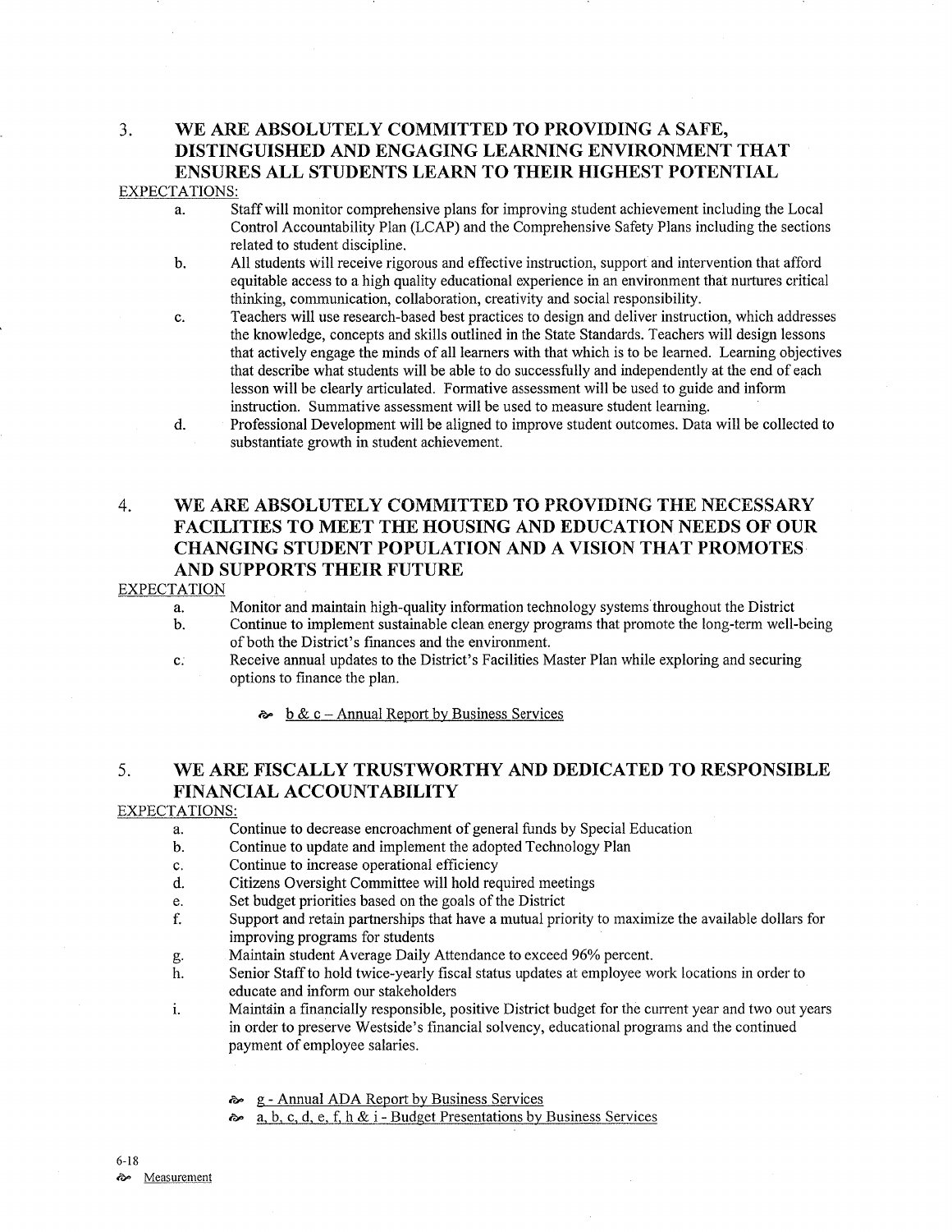## 3. WE ARE ABSOLUTELY COMMITTED TO PROVIDING A SAFE, DISTINGUISHED AND ENGAGING LEARNING ENVIRONMENT THAT ENSURES ALL STUDENTS LEARN TO THEIR HIGHEST POTENTIAL

EXPECTATIONS:

a. Staff will monitor comprehensive plans for improving student achievement including the Local Control Accountability Plan (LCAP) and the Comprehensive Safety Plans including the sections related to student discipline.

b. All students will receive rigorous and effective instruction, support and intervention that afford equitable access to a high quality educational experience in an environment that nurtures critical thinking, communication, collaboration, creativity and social responsibility.

c. Teachers will use research-based best practices to design and deliver instruction, which addresses the knowledge, concepts and skills outlined in the State Standards. Teachers will design lessons that actively engage the minds of all learners with that which is to be learned. Learning objectives that describe what students will be able to do successfully and independently at the end of each lesson will be clearly articulated. Formative assessment will be used to guide and inform instruction. Summative assessment will be used to measure student learning.

d. Professional Development will be aligned to improve student outcomes. Data will be collected to substantiate growth in student achievement.

## 4. WE ARE ABSOLUTELY COMMITTED TO PROVIDING THE NECESSARY FACILITIES TO MEET THE HOUSING AND EDUCATION NEEDS OF OUR CHANGING STUDENT POPULATION AND A VISION THAT PROMOTES AND SUPPORTS THEIR FUTURE

EXPECTATION

a. Monitor and maintain high-quality information technology systems throughout the District

b. Continue to implement sustainable clean energy programs that promote the long-term well-being of both the District's finances and the environment.

c. Receive annual updates to the District's Facilities Master Plan while exploring and securing options to finance the plan.

- b & c – Annual Report by Business Services

## 5. WE ARE FISCALLY TRUSTWORTHY AND DEDICATED TO RESPONSIBLE FINANCIAL ACCOUNTABILITY

EXPECTATIONS:

a. Continue to decrease encroachment of general funds by Special Education

b. Continue to update and implement the adopted Technology Plan

c. Continue to increase operational efficiency

d. Citizens Oversight Committee will hold required meetings

e. Set budget priorities based on the goals of the District

f. Support and retain partnerships that have a mutual priority to maximize the available dollars for improving programs for students

g. Maintain student Average Daily Attendance to exceed 96% percent.

h. Senior Staff to hold twice-yearly fiscal status updates at employee work locations in order to educate and inform our stakeholders

i. Maintain a financially responsible, positive District budget for the current year and two out years in order to preserve Westside's financial solvency, educational programs and the continued payment of employee salaries.

- g - Annual ADA Report by Business Services
- a, b, c, d, e, f, h & i - Budget Presentations by Business Services

6-18

Measurement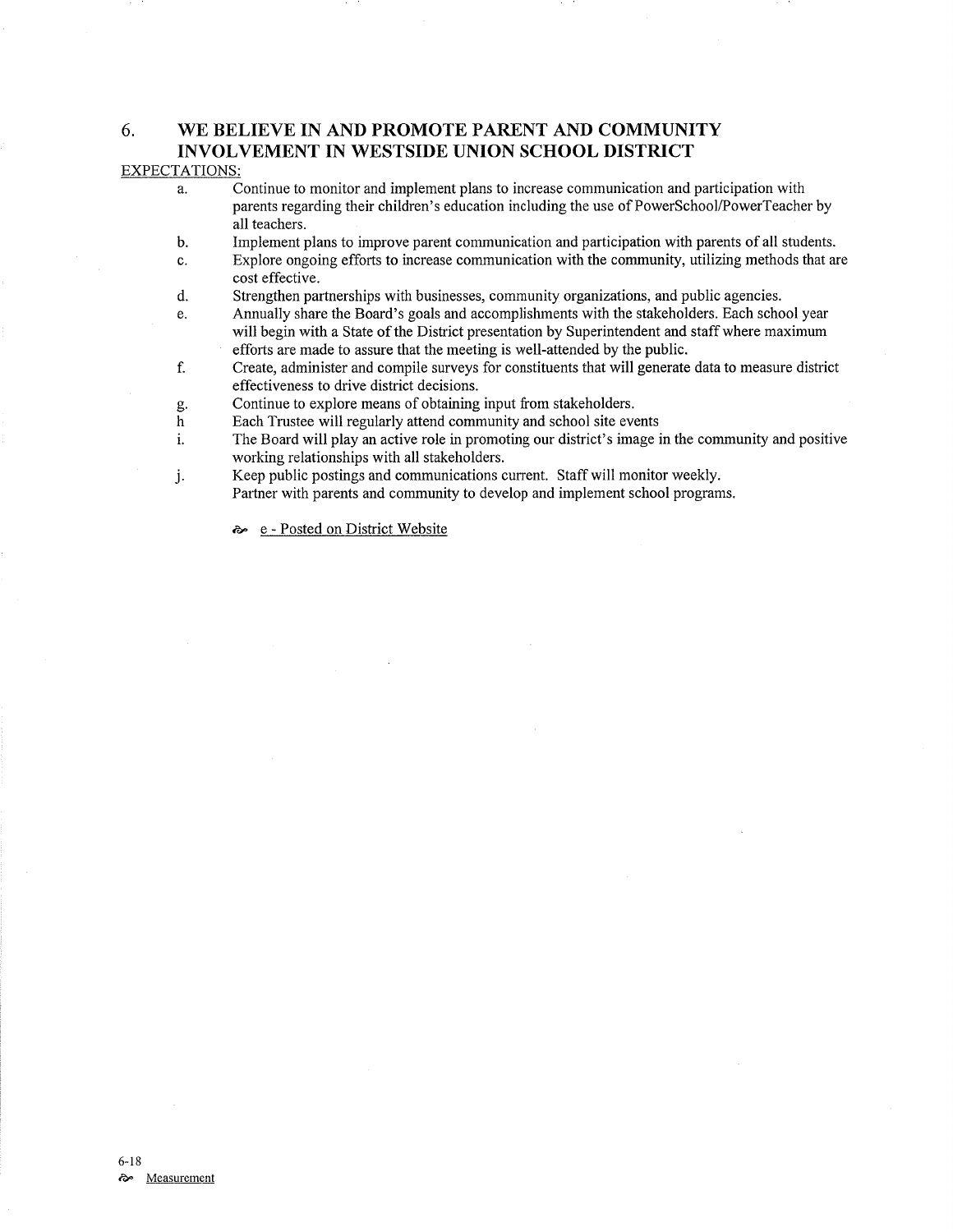## 6. WE BELIEVE IN AND PROMOTE PARENT AND COMMUNITY INVOLVEMENT IN WESTSIDE UNION SCHOOL DISTRICT

EXPECTATIONS:

a. Continue to monitor and implement plans to increase communication and participation with parents regarding their children's education including the use of PowerSchool/PowerTeacher by all teachers.

b. Implement plans to improve parent communication and participation with parents of all students.

c. Explore ongoing efforts to increase communication with the community, utilizing methods that are cost effective.

d. Strengthen partnerships with businesses, community organizations, and public agencies.

e. Annually share the Board's goals and accomplishments with the stakeholders. Each school year will begin with a State of the District presentation by Superintendent and staff where maximum efforts are made to assure that the meeting is well-attended by the public.

f. Create, administer and compile surveys for constituents that will generate data to measure district effectiveness to drive district decisions.

g. Continue to explore means of obtaining input from stakeholders.

h Each Trustee will regularly attend community and school site events

i. The Board will play an active role in promoting our district's image in the community and positive working relationships with all stakeholders.

j. Keep public postings and communications current. Staff will monitor weekly.
Partner with parents and community to develop and implement school programs.

&nbsp;&nbsp;&nbsp;&nbsp;e - Posted on District Website

6-18
Measurement